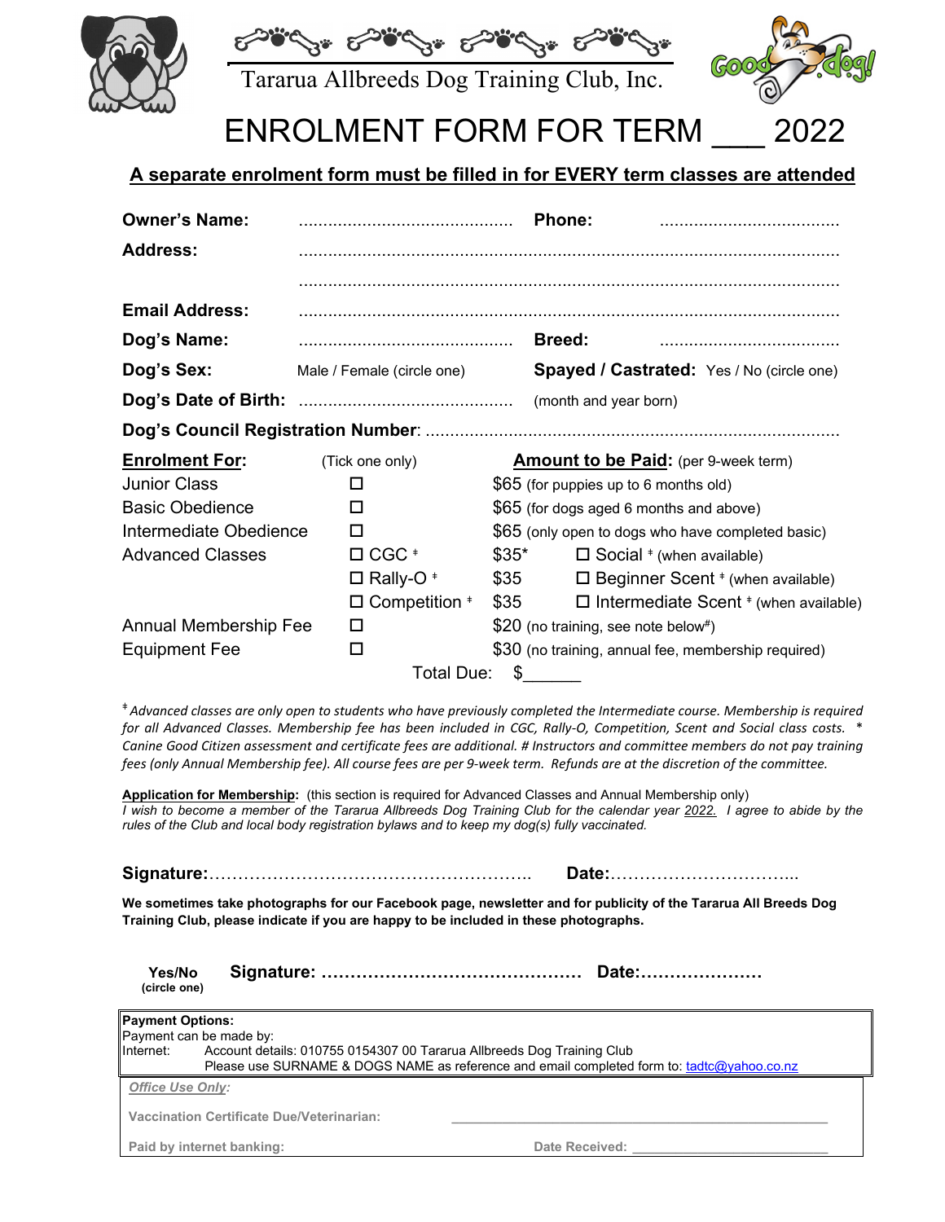Tararua Allbreeds Dog Training Club, Inc.

# ENROLMENT FORM FOR TERM ___ 2022

**A separate enrolment form must be filled in for EVERY term classes are attended**

**Owner's Name:** ........................................... **Phone:** ....................................

**Address:** ..............................................................................................................

..............................................................................................................

**Email Address:** ..............................................................................................................

**Dog's Name:** ........................................... **Breed:** ....................................

**Dog's Sex:** Male / Female (circle one) **Spayed / Castrated:** Yes / No (circle one)

**Dog's Date of Birth:** ........................................... (month and year born)

**Dog's Council Registration Number**: ....................................................................................

| **Enrolment For:** | (Tick one only) | **Amount to be Paid:** (per 9-week term) | |
|---|---|---|---|
| Junior Class | ☐ | $65 (for puppies up to 6 months old) | |
| Basic Obedience | ☐ | $65 (for dogs aged 6 months and above) | |
| Intermediate Obedience | ☐ | $65 (only open to dogs who have completed basic) | |
| Advanced Classes | ☐ CGC ‡ | $35* | ☐ Social ‡ (when available) |
| | ☐ Rally-O ‡ | $35 | ☐ Beginner Scent ‡ (when available) |
| | ☐ Competition ‡ | $35 | ☐ Intermediate Scent ‡ (when available) |
| Annual Membership Fee | ☐ | $20 (no training, see note below#) | |
| Equipment Fee | ☐ | $30 (no training, annual fee, membership required) | |
| | Total Due: | $______ | |

‡ *Advanced classes are only open to students who have previously completed the Intermediate course. Membership is required for all Advanced Classes. Membership fee has been included in CGC, Rally-O, Competition, Scent and Social class costs. * Canine Good Citizen assessment and certificate fees are additional. # Instructors and committee members do not pay training fees (only Annual Membership fee). All course fees are per 9-week term. Refunds are at the discretion of the committee.*

**Application for Membership:** (this section is required for Advanced Classes and Annual Membership only)
*I wish to become a member of the Tararua Allbreeds Dog Training Club for the calendar year 2022. I agree to abide by the rules of the Club and local body registration bylaws and to keep my dog(s) fully vaccinated.*

**Signature:**........................................................ **Date:**..................................

**We sometimes take photographs for our Facebook page, newsletter and for publicity of the Tararua All Breeds Dog Training Club, please indicate if you are happy to be included in these photographs.**

**Yes/No** (circle one) **Signature:** ............................................ **Date:**.....................

**Payment Options:**
Payment can be made by:
Internet: Account details: 010755 0154307 00 Tararua Allbreeds Dog Training Club
Please use SURNAME & DOGS NAME as reference and email completed form to: tadtc@yahoo.co.nz

*Office Use Only:*

Vaccination Certificate Due/Veterinarian: ______________________________

Paid by internet banking: Date Received: ______________________________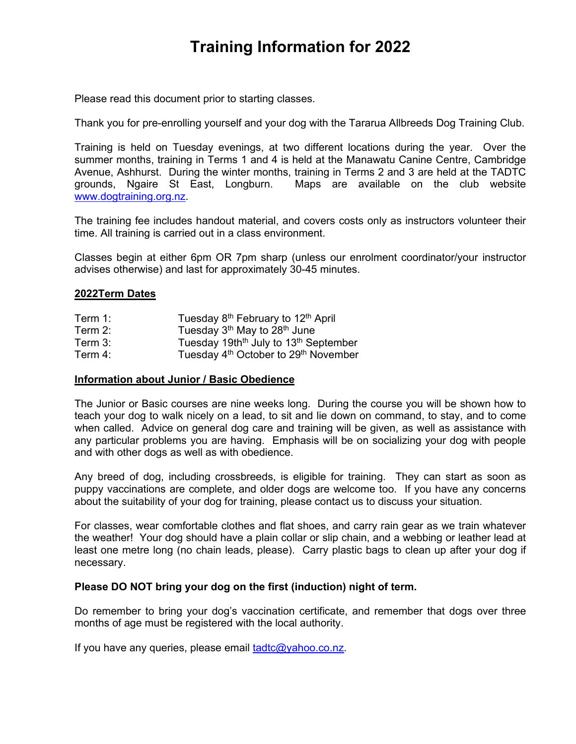# Training Information for 2022

Please read this document prior to starting classes.

Thank you for pre-enrolling yourself and your dog with the Tararua Allbreeds Dog Training Club.

Training is held on Tuesday evenings, at two different locations during the year. Over the summer months, training in Terms 1 and 4 is held at the Manawatu Canine Centre, Cambridge Avenue, Ashhurst. During the winter months, training in Terms 2 and 3 are held at the TADTC grounds, Ngaire St East, Longburn. Maps are available on the club website [www.dogtraining.org.nz](http://www.dogtraining.org.nz).

The training fee includes handout material, and covers costs only as instructors volunteer their time. All training is carried out in a class environment.

Classes begin at either 6pm OR 7pm sharp (unless our enrolment coordinator/your instructor advises otherwise) and last for approximately 30-45 minutes.

**2022Term Dates**

| | |
|---|---|
| Term 1: | Tuesday 8th February to 12th April |
| Term 2: | Tuesday 3th May to 28th June |
| Term 3: | Tuesday 19thth July to 13th September |
| Term 4: | Tuesday 4th October to 29th November |

**Information about Junior / Basic Obedience**

The Junior or Basic courses are nine weeks long. During the course you will be shown how to teach your dog to walk nicely on a lead, to sit and lie down on command, to stay, and to come when called. Advice on general dog care and training will be given, as well as assistance with any particular problems you are having. Emphasis will be on socializing your dog with people and with other dogs as well as with obedience.

Any breed of dog, including crossbreeds, is eligible for training. They can start as soon as puppy vaccinations are complete, and older dogs are welcome too. If you have any concerns about the suitability of your dog for training, please contact us to discuss your situation.

For classes, wear comfortable clothes and flat shoes, and carry rain gear as we train whatever the weather! Your dog should have a plain collar or slip chain, and a webbing or leather lead at least one metre long (no chain leads, please). Carry plastic bags to clean up after your dog if necessary.

**Please DO NOT bring your dog on the first (induction) night of term.**

Do remember to bring your dog's vaccination certificate, and remember that dogs over three months of age must be registered with the local authority.

If you have any queries, please email [tadtc@yahoo.co.nz](mailto:tadtc@yahoo.co.nz).